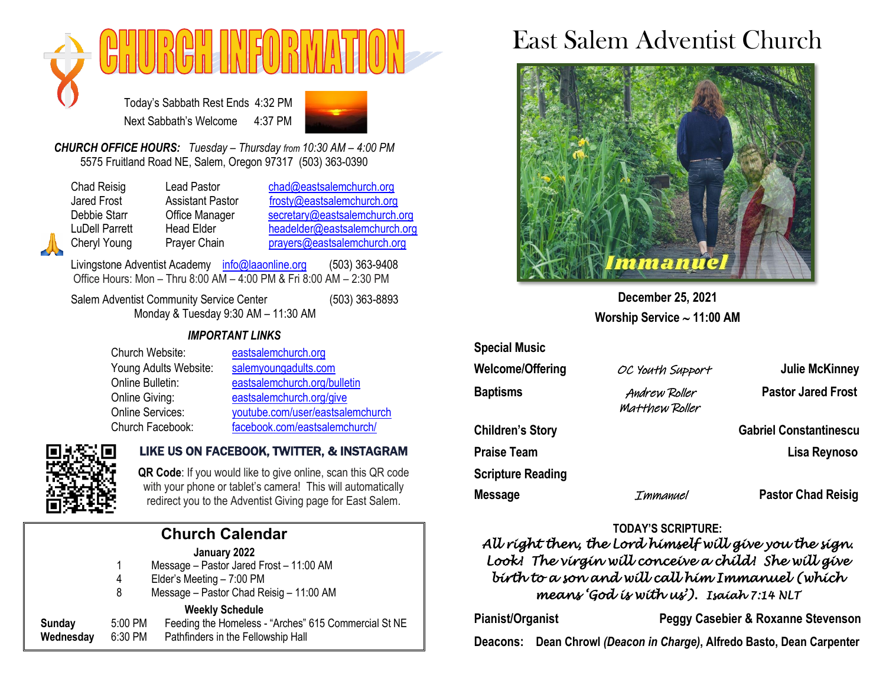# CHURCH INFORMATION

Today's Sabbath Rest Ends 4:32 PM
Next Sabbath's Welcome 4:37 PM

***CHURCH OFFICE HOURS:*** *Tuesday – Thursday from 10:30 AM – 4:00 PM*
5575 Fruitland Road NE, Salem, Oregon 97317 (503) 363-0390

| | | |
|---|---|---|
| Chad Reisig | Lead Pastor | chad@eastsalemchurch.org |
| Jared Frost | Assistant Pastor | frosty@eastsalemchurch.org |
| Debbie Starr | Office Manager | secretary@eastsalemchurch.org |
| LuDell Parrett | Head Elder | headelder@eastsalemchurch.org |
| Cheryl Young | Prayer Chain | prayers@eastsalemchurch.org |

Livingstone Adventist Academy info@laaonline.org (503) 363-9408
Office Hours: Mon – Thru 8:00 AM – 4:00 PM & Fri 8:00 AM – 2:30 PM

Salem Adventist Community Service Center (503) 363-8893
Monday & Tuesday 9:30 AM – 11:30 AM

***IMPORTANT LINKS***

| | |
|---|---|
| Church Website: | eastsalemchurch.org |
| Young Adults Website: | salemyoungadults.com |
| Online Bulletin: | eastsalemchurch.org/bulletin |
| Online Giving: | eastsalemchurch.org/give |
| Online Services: | youtube.com/user/eastsalemchurch |
| Church Facebook: | facebook.com/eastsalemchurch/ |

**LIKE US ON FACEBOOK, TWITTER, & INSTAGRAM**

**QR Code**: If you would like to give online, scan this QR code with your phone or tablet's camera! This will automatically redirect you to the Adventist Giving page for East Salem.

## Church Calendar

**January 2022**

| | |
|---|---|
| 1 | Message – Pastor Jared Frost – 11:00 AM |
| 4 | Elder's Meeting – 7:00 PM |
| 8 | Message – Pastor Chad Reisig – 11:00 AM |

**Weekly Schedule**

| | | |
|---|---|---|
| **Sunday** | 5:00 PM | Feeding the Homeless - "Arches" 615 Commercial St NE |
| **Wednesday** | 6:30 PM | Pathfinders in the Fellowship Hall |

# East Salem Adventist Church

*Immanuel*

**December 25, 2021**
**Worship Service ~ 11:00 AM**

| | | |
|---|---|---|
| **Special Music** | | |
| **Welcome/Offering** | *OC Youth Support* | **Julie McKinney** |
| **Baptisms** | *Andrew Roller*<br>*Matthew Roller* | **Pastor Jared Frost** |
| **Children's Story** | | **Gabriel Constantinescu** |
| **Praise Team** | | **Lisa Reynoso** |
| **Scripture Reading** | | |
| **Message** | *Immanuel* | **Pastor Chad Reisig** |

**TODAY'S SCRIPTURE:**
*All right then, the Lord himself will give you the sign. Look! The virgin will conceive a child! She will give birth to a son and will call him Immanuel (which means 'God is with us'). Isaiah 7:14 NLT*

**Pianist/Organist** **Peggy Casebier & Roxanne Stevenson**

**Deacons:** Dean Chrowl *(Deacon in Charge)*, Alfredo Basto, Dean Carpenter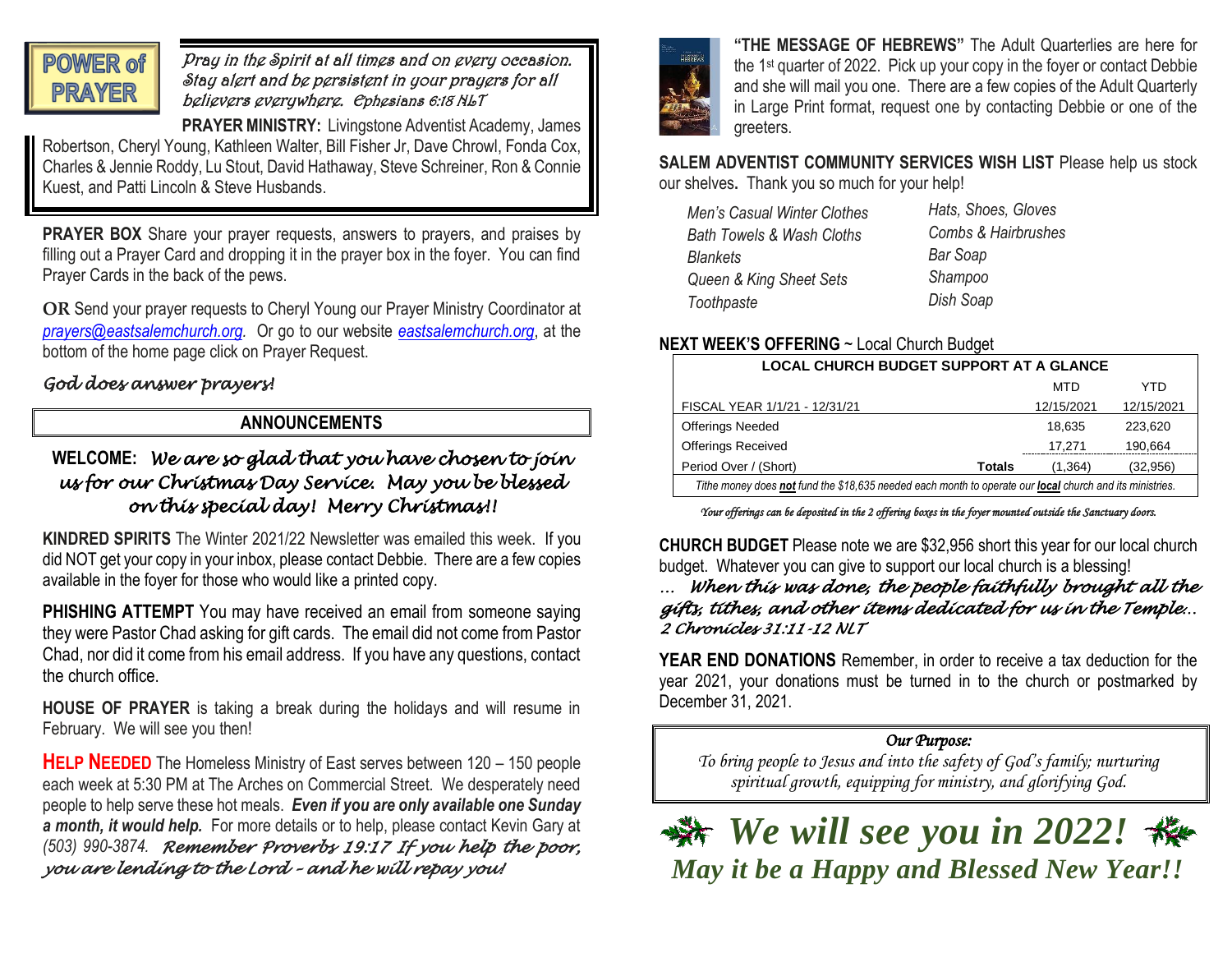**POWER of PRAYER**

*Pray in the Spirit at all times and on every occasion. Stay alert and be persistent in your prayers for all believers everywhere. Ephesians 6:18 NLT*

**PRAYER MINISTRY:** Livingstone Adventist Academy, James Robertson, Cheryl Young, Kathleen Walter, Bill Fisher Jr, Dave Chrowl, Fonda Cox, Charles & Jennie Roddy, Lu Stout, David Hathaway, Steve Schreiner, Ron & Connie Kuest, and Patti Lincoln & Steve Husbands.

**PRAYER BOX** Share your prayer requests, answers to prayers, and praises by filling out a Prayer Card and dropping it in the prayer box in the foyer. You can find Prayer Cards in the back of the pews.

**OR** Send your prayer requests to Cheryl Young our Prayer Ministry Coordinator at *prayers@eastsalemchurch.org*. Or go to our website *eastsalemchurch.org*, at the bottom of the home page click on Prayer Request.

*God does answer prayers!*

## ANNOUNCEMENTS

**WELCOME:** *We are so glad that you have chosen to join us for our Christmas Day Service. May you be blessed on this special day! Merry Christmas!!*

**KINDRED SPIRITS** The Winter 2021/22 Newsletter was emailed this week. If you did NOT get your copy in your inbox, please contact Debbie. There are a few copies available in the foyer for those who would like a printed copy.

**PHISHING ATTEMPT** You may have received an email from someone saying they were Pastor Chad asking for gift cards. The email did not come from Pastor Chad, nor did it come from his email address. If you have any questions, contact the church office.

**HOUSE OF PRAYER** is taking a break during the holidays and will resume in February. We will see you then!

**HELP NEEDED** The Homeless Ministry of East serves between 120 – 150 people each week at 5:30 PM at The Arches on Commercial Street. We desperately need people to help serve these hot meals. ***Even if you are only available one Sunday a month, it would help.*** For more details or to help, please contact Kevin Gary at *(503) 990-3874.* *Remember Proverbs 19:17 If you help the poor, you are lending to the Lord – and he will repay you!*

**"THE MESSAGE OF HEBREWS"** The Adult Quarterlies are here for the 1st quarter of 2022. Pick up your copy in the foyer or contact Debbie and she will mail you one. There are a few copies of the Adult Quarterly in Large Print format, request one by contacting Debbie or one of the greeters.

**SALEM ADVENTIST COMMUNITY SERVICES WISH LIST** Please help us stock our shelves**.** Thank you so much for your help!

| | |
|---|---|
| *Men's Casual Winter Clothes* | *Hats, Shoes, Gloves* |
| *Bath Towels & Wash Cloths* | *Combs & Hairbrushes* |
| *Blankets* | *Bar Soap* |
| *Queen & King Sheet Sets* | *Shampoo* |
| *Toothpaste* | *Dish Soap* |

**NEXT WEEK'S OFFERING** ~ Local Church Budget

| LOCAL CHURCH BUDGET SUPPORT AT A GLANCE | | | |
|---|---|---|---|
| | | MTD | YTD |
| FISCAL YEAR 1/1/21 - 12/31/21 | | 12/15/2021 | 12/15/2021 |
| Offerings Needed | | 18,635 | 223,620 |
| Offerings Received | | 17,271 | 190,664 |
| Period Over / (Short) | **Totals** | (1,364) | (32,956) |

*Tithe money does **not** fund the $18,635 needed each month to operate our **local** church and its ministries.*

*Your offerings can be deposited in the 2 offering boxes in the foyer mounted outside the Sanctuary doors.*

**CHURCH BUDGET** Please note we are $32,956 short this year for our local church budget. Whatever you can give to support our local church is a blessing!
*… When this was done, the people faithfully brought all the gifts, tithes, and other items dedicated for us in the Temple… 2 Chronicles 31:11-12 NLT*

**YEAR END DONATIONS** Remember, in order to receive a tax deduction for the year 2021, your donations must be turned in to the church or postmarked by December 31, 2021.

*Our Purpose:*
*To bring people to Jesus and into the safety of God's family; nurturing spiritual growth, equipping for ministry, and glorifying God.*

***We will see you in 2022!***
***May it be a Happy and Blessed New Year!!***